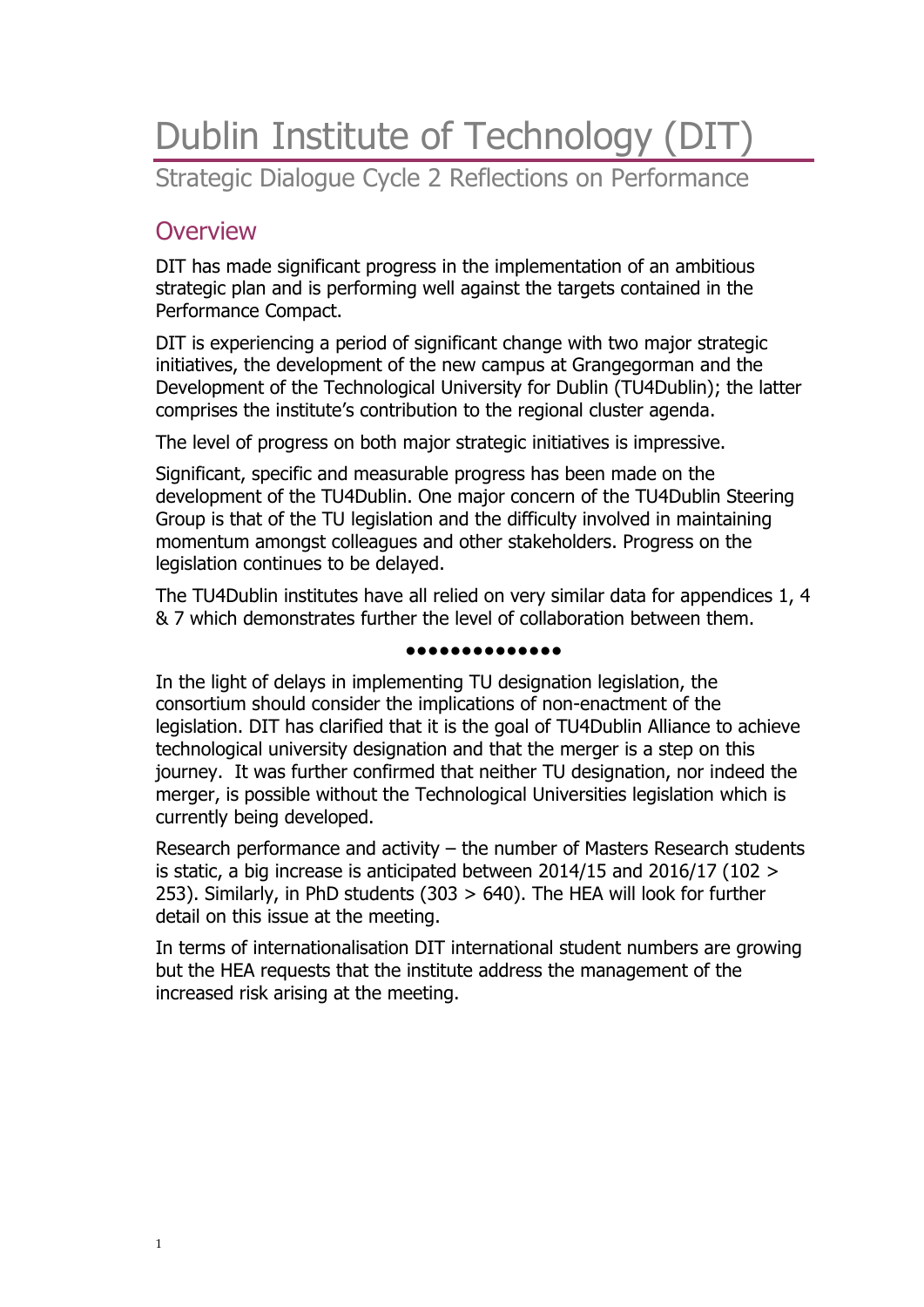# Dublin Institute of Technology (DIT)

Strategic Dialogue Cycle 2 Reflections on Performance

## Overview

DIT has made significant progress in the implementation of an ambitious strategic plan and is performing well against the targets contained in the Performance Compact.

DIT is experiencing a period of significant change with two major strategic initiatives, the development of the new campus at Grangegorman and the Development of the Technological University for Dublin (TU4Dublin); the latter comprises the institute's contribution to the regional cluster agenda.

The level of progress on both major strategic initiatives is impressive.

Significant, specific and measurable progress has been made on the development of the TU4Dublin. One major concern of the TU4Dublin Steering Group is that of the TU legislation and the difficulty involved in maintaining momentum amongst colleagues and other stakeholders. Progress on the legislation continues to be delayed.

The TU4Dublin institutes have all relied on very similar data for appendices 1, 4 & 7 which demonstrates further the level of collaboration between them.

●●●●●●●●●●●●●●

In the light of delays in implementing TU designation legislation, the consortium should consider the implications of non-enactment of the legislation. DIT has clarified that it is the goal of TU4Dublin Alliance to achieve technological university designation and that the merger is a step on this journey. It was further confirmed that neither TU designation, nor indeed the merger, is possible without the Technological Universities legislation which is currently being developed.

Research performance and activity – the number of Masters Research students is static, a big increase is anticipated between 2014/15 and 2016/17 (102 > 253). Similarly, in PhD students (303 > 640). The HEA will look for further detail on this issue at the meeting.

In terms of internationalisation DIT international student numbers are growing but the HEA requests that the institute address the management of the increased risk arising at the meeting.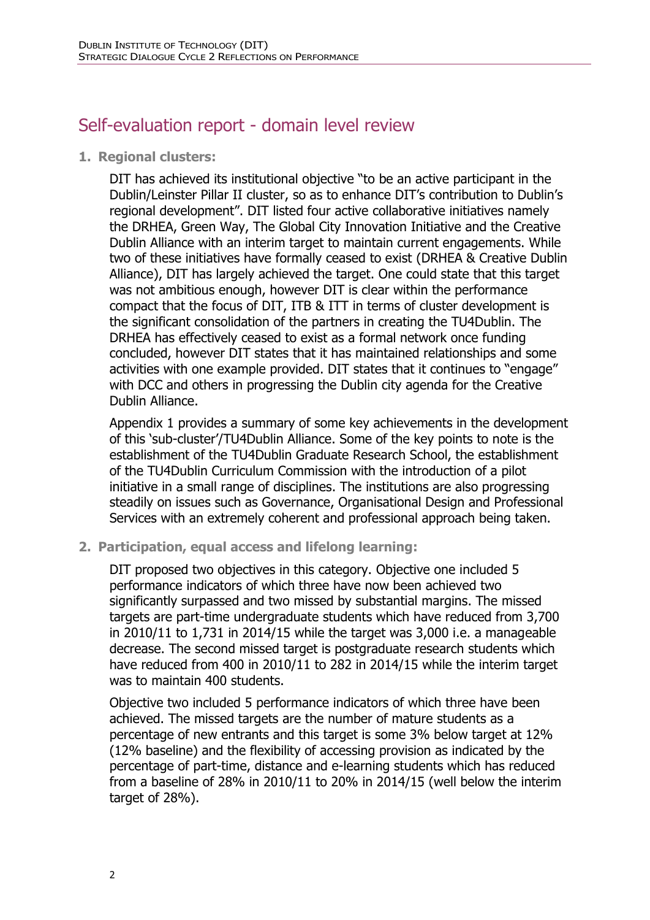# Self-evaluation report - domain level review

1. **Regional clusters:**

   DIT has achieved its institutional objective "to be an active participant in the Dublin/Leinster Pillar II cluster, so as to enhance DIT's contribution to Dublin's regional development". DIT listed four active collaborative initiatives namely the DRHEA, Green Way, The Global City Innovation Initiative and the Creative Dublin Alliance with an interim target to maintain current engagements. While two of these initiatives have formally ceased to exist (DRHEA & Creative Dublin Alliance), DIT has largely achieved the target. One could state that this target was not ambitious enough, however DIT is clear within the performance compact that the focus of DIT, ITB & ITT in terms of cluster development is the significant consolidation of the partners in creating the TU4Dublin. The DRHEA has effectively ceased to exist as a formal network once funding concluded, however DIT states that it has maintained relationships and some activities with one example provided. DIT states that it continues to "engage" with DCC and others in progressing the Dublin city agenda for the Creative Dublin Alliance.

   Appendix 1 provides a summary of some key achievements in the development of this 'sub-cluster'/TU4Dublin Alliance. Some of the key points to note is the establishment of the TU4Dublin Graduate Research School, the establishment of the TU4Dublin Curriculum Commission with the introduction of a pilot initiative in a small range of disciplines. The institutions are also progressing steadily on issues such as Governance, Organisational Design and Professional Services with an extremely coherent and professional approach being taken.

2. **Participation, equal access and lifelong learning:**

   DIT proposed two objectives in this category. Objective one included 5 performance indicators of which three have now been achieved two significantly surpassed and two missed by substantial margins. The missed targets are part-time undergraduate students which have reduced from 3,700 in 2010/11 to 1,731 in 2014/15 while the target was 3,000 i.e. a manageable decrease. The second missed target is postgraduate research students which have reduced from 400 in 2010/11 to 282 in 2014/15 while the interim target was to maintain 400 students.

   Objective two included 5 performance indicators of which three have been achieved. The missed targets are the number of mature students as a percentage of new entrants and this target is some 3% below target at 12% (12% baseline) and the flexibility of accessing provision as indicated by the percentage of part-time, distance and e-learning students which has reduced from a baseline of 28% in 2010/11 to 20% in 2014/15 (well below the interim target of 28%).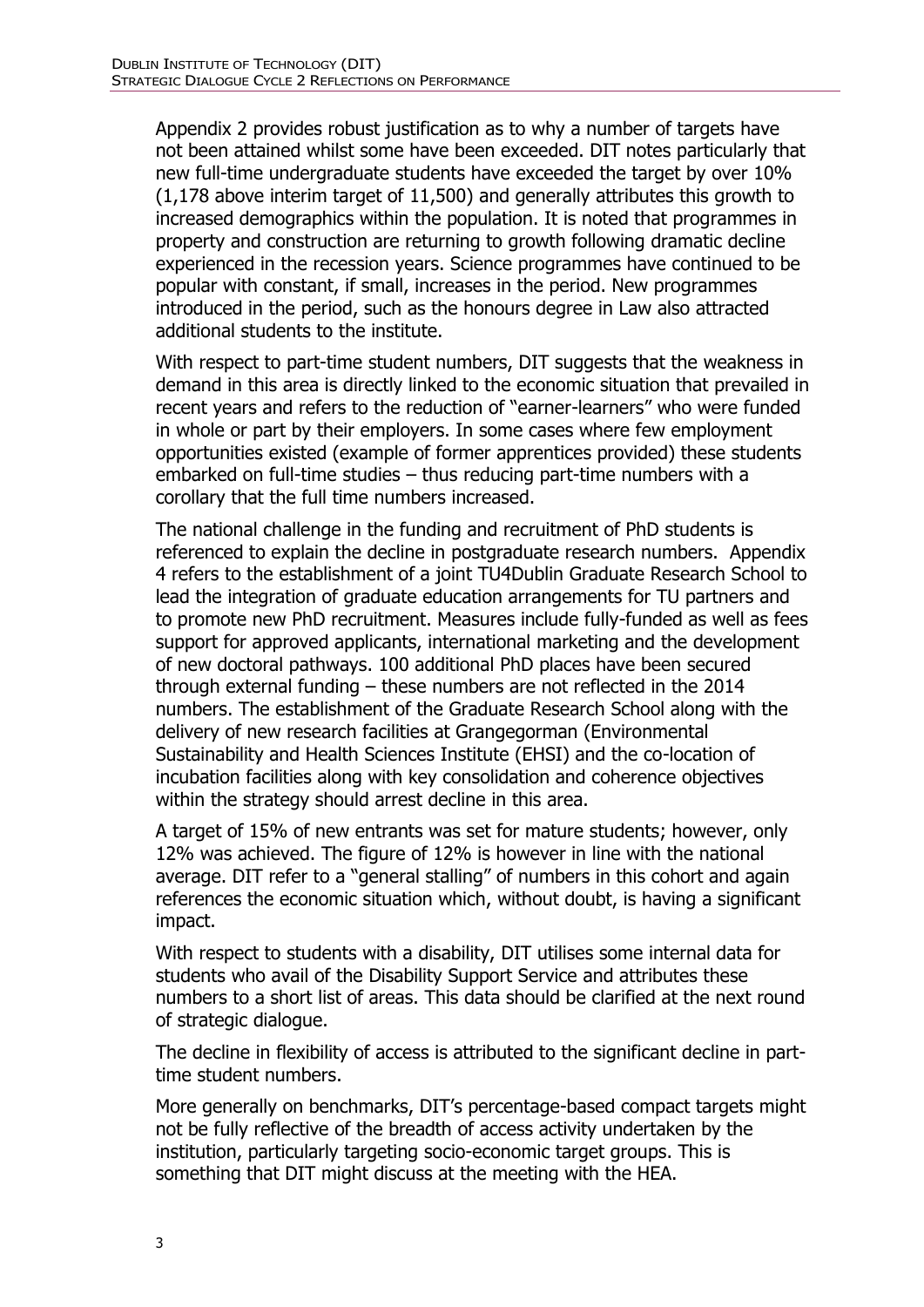Appendix 2 provides robust justification as to why a number of targets have not been attained whilst some have been exceeded. DIT notes particularly that new full-time undergraduate students have exceeded the target by over 10% (1,178 above interim target of 11,500) and generally attributes this growth to increased demographics within the population. It is noted that programmes in property and construction are returning to growth following dramatic decline experienced in the recession years. Science programmes have continued to be popular with constant, if small, increases in the period. New programmes introduced in the period, such as the honours degree in Law also attracted additional students to the institute.

With respect to part-time student numbers, DIT suggests that the weakness in demand in this area is directly linked to the economic situation that prevailed in recent years and refers to the reduction of "earner-learners" who were funded in whole or part by their employers. In some cases where few employment opportunities existed (example of former apprentices provided) these students embarked on full-time studies – thus reducing part-time numbers with a corollary that the full time numbers increased.

The national challenge in the funding and recruitment of PhD students is referenced to explain the decline in postgraduate research numbers. Appendix 4 refers to the establishment of a joint TU4Dublin Graduate Research School to lead the integration of graduate education arrangements for TU partners and to promote new PhD recruitment. Measures include fully-funded as well as fees support for approved applicants, international marketing and the development of new doctoral pathways. 100 additional PhD places have been secured through external funding – these numbers are not reflected in the 2014 numbers. The establishment of the Graduate Research School along with the delivery of new research facilities at Grangegorman (Environmental Sustainability and Health Sciences Institute (EHSI) and the co-location of incubation facilities along with key consolidation and coherence objectives within the strategy should arrest decline in this area.

A target of 15% of new entrants was set for mature students; however, only 12% was achieved. The figure of 12% is however in line with the national average. DIT refer to a "general stalling" of numbers in this cohort and again references the economic situation which, without doubt, is having a significant impact.

With respect to students with a disability, DIT utilises some internal data for students who avail of the Disability Support Service and attributes these numbers to a short list of areas. This data should be clarified at the next round of strategic dialogue.

The decline in flexibility of access is attributed to the significant decline in part-time student numbers.

More generally on benchmarks, DIT's percentage-based compact targets might not be fully reflective of the breadth of access activity undertaken by the institution, particularly targeting socio-economic target groups. This is something that DIT might discuss at the meeting with the HEA.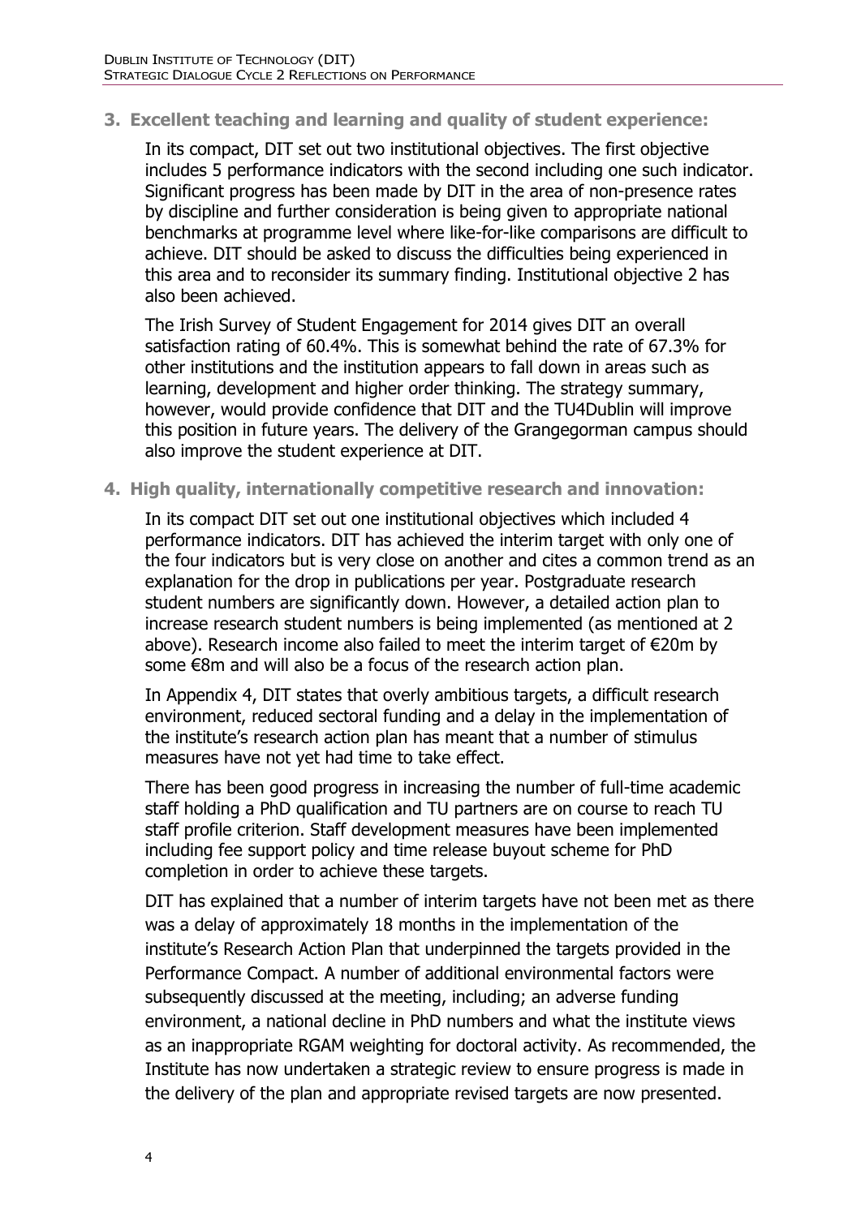## 3. Excellent teaching and learning and quality of student experience:

In its compact, DIT set out two institutional objectives. The first objective includes 5 performance indicators with the second including one such indicator. Significant progress has been made by DIT in the area of non-presence rates by discipline and further consideration is being given to appropriate national benchmarks at programme level where like-for-like comparisons are difficult to achieve. DIT should be asked to discuss the difficulties being experienced in this area and to reconsider its summary finding. Institutional objective 2 has also been achieved.

The Irish Survey of Student Engagement for 2014 gives DIT an overall satisfaction rating of 60.4%. This is somewhat behind the rate of 67.3% for other institutions and the institution appears to fall down in areas such as learning, development and higher order thinking. The strategy summary, however, would provide confidence that DIT and the TU4Dublin will improve this position in future years. The delivery of the Grangegorman campus should also improve the student experience at DIT.

## 4. High quality, internationally competitive research and innovation:

In its compact DIT set out one institutional objectives which included 4 performance indicators. DIT has achieved the interim target with only one of the four indicators but is very close on another and cites a common trend as an explanation for the drop in publications per year. Postgraduate research student numbers are significantly down. However, a detailed action plan to increase research student numbers is being implemented (as mentioned at 2 above). Research income also failed to meet the interim target of €20m by some €8m and will also be a focus of the research action plan.

In Appendix 4, DIT states that overly ambitious targets, a difficult research environment, reduced sectoral funding and a delay in the implementation of the institute's research action plan has meant that a number of stimulus measures have not yet had time to take effect.

There has been good progress in increasing the number of full-time academic staff holding a PhD qualification and TU partners are on course to reach TU staff profile criterion. Staff development measures have been implemented including fee support policy and time release buyout scheme for PhD completion in order to achieve these targets.

DIT has explained that a number of interim targets have not been met as there was a delay of approximately 18 months in the implementation of the institute's Research Action Plan that underpinned the targets provided in the Performance Compact. A number of additional environmental factors were subsequently discussed at the meeting, including; an adverse funding environment, a national decline in PhD numbers and what the institute views as an inappropriate RGAM weighting for doctoral activity. As recommended, the Institute has now undertaken a strategic review to ensure progress is made in the delivery of the plan and appropriate revised targets are now presented.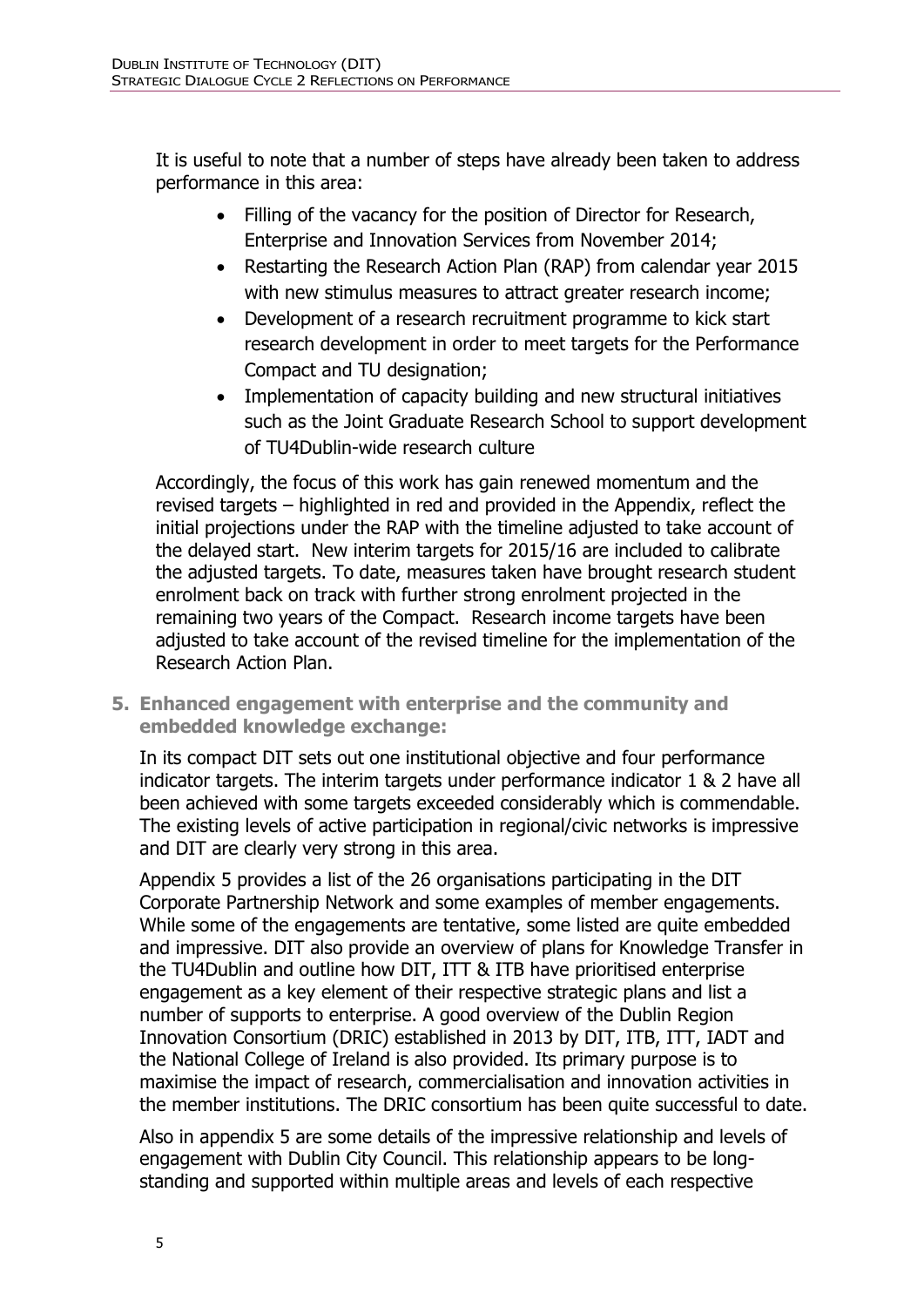It is useful to note that a number of steps have already been taken to address performance in this area:

- Filling of the vacancy for the position of Director for Research, Enterprise and Innovation Services from November 2014;
- Restarting the Research Action Plan (RAP) from calendar year 2015 with new stimulus measures to attract greater research income;
- Development of a research recruitment programme to kick start research development in order to meet targets for the Performance Compact and TU designation;
- Implementation of capacity building and new structural initiatives such as the Joint Graduate Research School to support development of TU4Dublin-wide research culture

Accordingly, the focus of this work has gain renewed momentum and the revised targets – highlighted in red and provided in the Appendix, reflect the initial projections under the RAP with the timeline adjusted to take account of the delayed start. New interim targets for 2015/16 are included to calibrate the adjusted targets. To date, measures taken have brought research student enrolment back on track with further strong enrolment projected in the remaining two years of the Compact. Research income targets have been adjusted to take account of the revised timeline for the implementation of the Research Action Plan.

**5. Enhanced engagement with enterprise and the community and embedded knowledge exchange:**

In its compact DIT sets out one institutional objective and four performance indicator targets. The interim targets under performance indicator 1 & 2 have all been achieved with some targets exceeded considerably which is commendable. The existing levels of active participation in regional/civic networks is impressive and DIT are clearly very strong in this area.

Appendix 5 provides a list of the 26 organisations participating in the DIT Corporate Partnership Network and some examples of member engagements. While some of the engagements are tentative, some listed are quite embedded and impressive. DIT also provide an overview of plans for Knowledge Transfer in the TU4Dublin and outline how DIT, ITT & ITB have prioritised enterprise engagement as a key element of their respective strategic plans and list a number of supports to enterprise. A good overview of the Dublin Region Innovation Consortium (DRIC) established in 2013 by DIT, ITB, ITT, IADT and the National College of Ireland is also provided. Its primary purpose is to maximise the impact of research, commercialisation and innovation activities in the member institutions. The DRIC consortium has been quite successful to date.

Also in appendix 5 are some details of the impressive relationship and levels of engagement with Dublin City Council. This relationship appears to be long-standing and supported within multiple areas and levels of each respective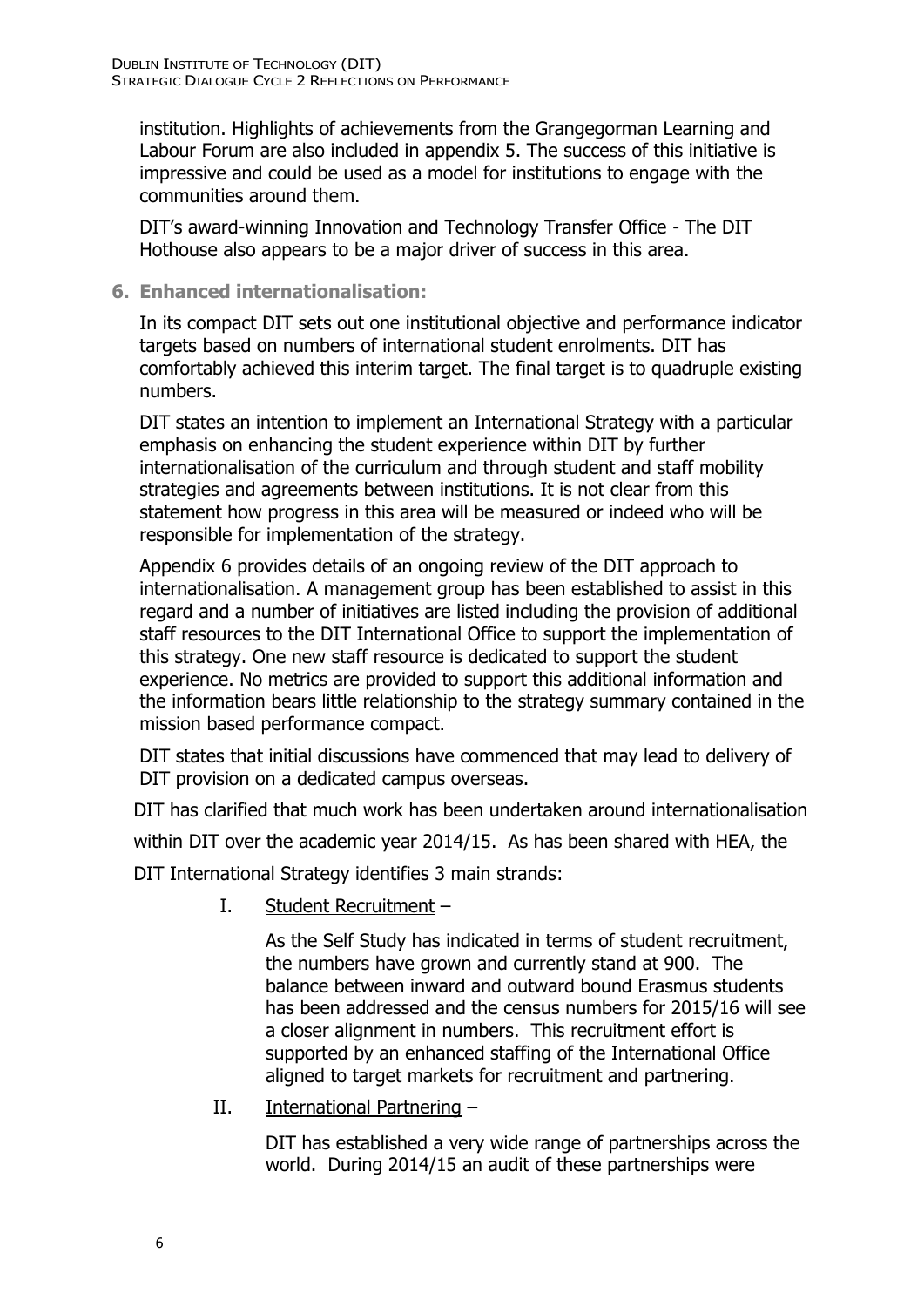institution. Highlights of achievements from the Grangegorman Learning and Labour Forum are also included in appendix 5. The success of this initiative is impressive and could be used as a model for institutions to engage with the communities around them.

DIT's award-winning Innovation and Technology Transfer Office - The DIT Hothouse also appears to be a major driver of success in this area.

## 6. Enhanced internationalisation:

In its compact DIT sets out one institutional objective and performance indicator targets based on numbers of international student enrolments. DIT has comfortably achieved this interim target. The final target is to quadruple existing numbers.

DIT states an intention to implement an International Strategy with a particular emphasis on enhancing the student experience within DIT by further internationalisation of the curriculum and through student and staff mobility strategies and agreements between institutions. It is not clear from this statement how progress in this area will be measured or indeed who will be responsible for implementation of the strategy.

Appendix 6 provides details of an ongoing review of the DIT approach to internationalisation. A management group has been established to assist in this regard and a number of initiatives are listed including the provision of additional staff resources to the DIT International Office to support the implementation of this strategy. One new staff resource is dedicated to support the student experience. No metrics are provided to support this additional information and the information bears little relationship to the strategy summary contained in the mission based performance compact.

DIT states that initial discussions have commenced that may lead to delivery of DIT provision on a dedicated campus overseas.

DIT has clarified that much work has been undertaken around internationalisation within DIT over the academic year 2014/15. As has been shared with HEA, the DIT International Strategy identifies 3 main strands:

I. Student Recruitment –

As the Self Study has indicated in terms of student recruitment, the numbers have grown and currently stand at 900. The balance between inward and outward bound Erasmus students has been addressed and the census numbers for 2015/16 will see a closer alignment in numbers. This recruitment effort is supported by an enhanced staffing of the International Office aligned to target markets for recruitment and partnering.

II. International Partnering –

DIT has established a very wide range of partnerships across the world. During 2014/15 an audit of these partnerships were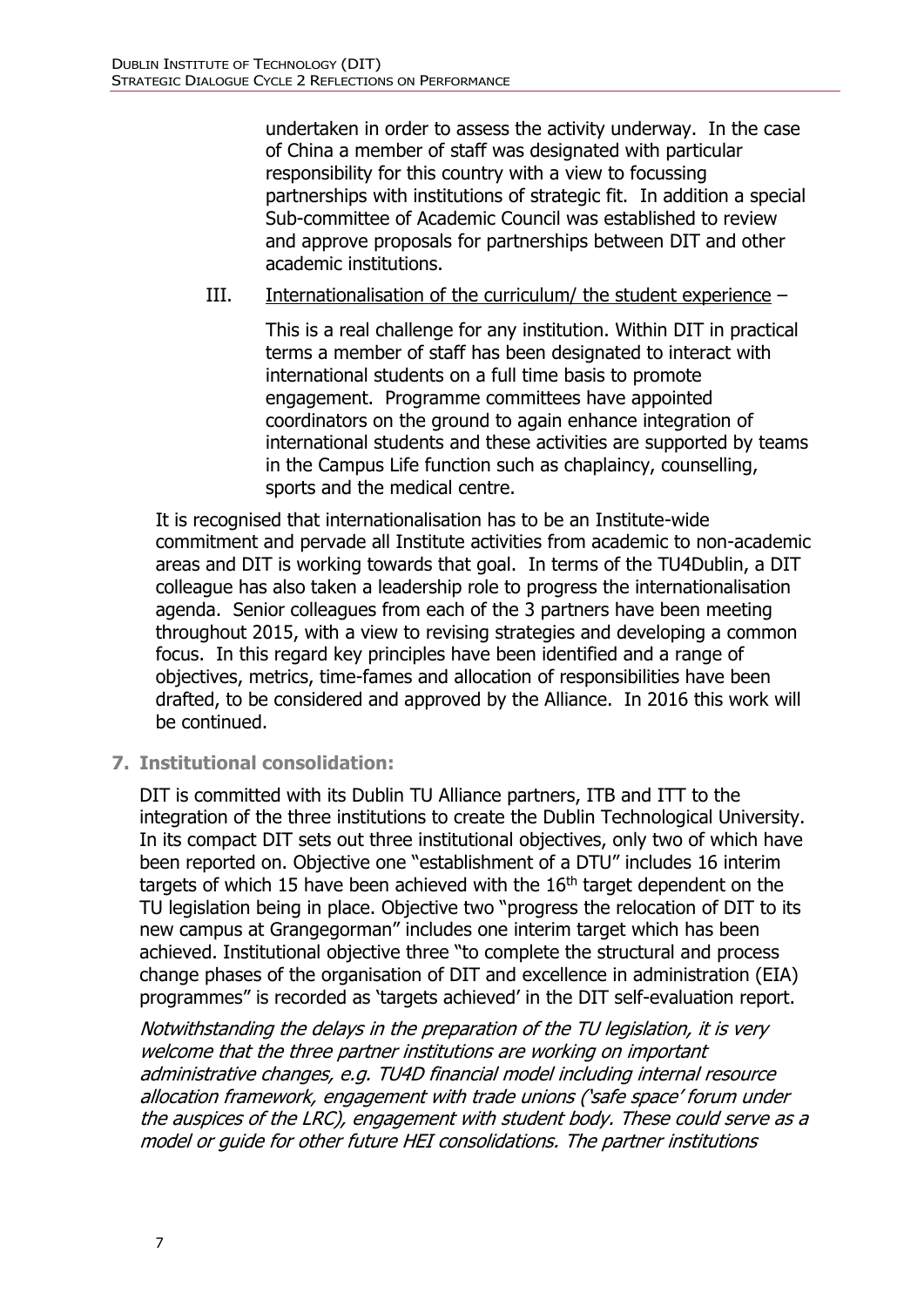undertaken in order to assess the activity underway. In the case of China a member of staff was designated with particular responsibility for this country with a view to focussing partnerships with institutions of strategic fit. In addition a special Sub-committee of Academic Council was established to review and approve proposals for partnerships between DIT and other academic institutions.

III. Internationalisation of the curriculum/ the student experience –

This is a real challenge for any institution. Within DIT in practical terms a member of staff has been designated to interact with international students on a full time basis to promote engagement. Programme committees have appointed coordinators on the ground to again enhance integration of international students and these activities are supported by teams in the Campus Life function such as chaplaincy, counselling, sports and the medical centre.

It is recognised that internationalisation has to be an Institute-wide commitment and pervade all Institute activities from academic to non-academic areas and DIT is working towards that goal. In terms of the TU4Dublin, a DIT colleague has also taken a leadership role to progress the internationalisation agenda. Senior colleagues from each of the 3 partners have been meeting throughout 2015, with a view to revising strategies and developing a common focus. In this regard key principles have been identified and a range of objectives, metrics, time-fames and allocation of responsibilities have been drafted, to be considered and approved by the Alliance. In 2016 this work will be continued.

## 7. Institutional consolidation:

DIT is committed with its Dublin TU Alliance partners, ITB and ITT to the integration of the three institutions to create the Dublin Technological University. In its compact DIT sets out three institutional objectives, only two of which have been reported on. Objective one "establishment of a DTU" includes 16 interim targets of which 15 have been achieved with the 16th target dependent on the TU legislation being in place. Objective two "progress the relocation of DIT to its new campus at Grangegorman" includes one interim target which has been achieved. Institutional objective three "to complete the structural and process change phases of the organisation of DIT and excellence in administration (EIA) programmes" is recorded as 'targets achieved' in the DIT self-evaluation report.

*Notwithstanding the delays in the preparation of the TU legislation, it is very welcome that the three partner institutions are working on important administrative changes, e.g. TU4D financial model including internal resource allocation framework, engagement with trade unions ('safe space' forum under the auspices of the LRC), engagement with student body. These could serve as a model or guide for other future HEI consolidations. The partner institutions*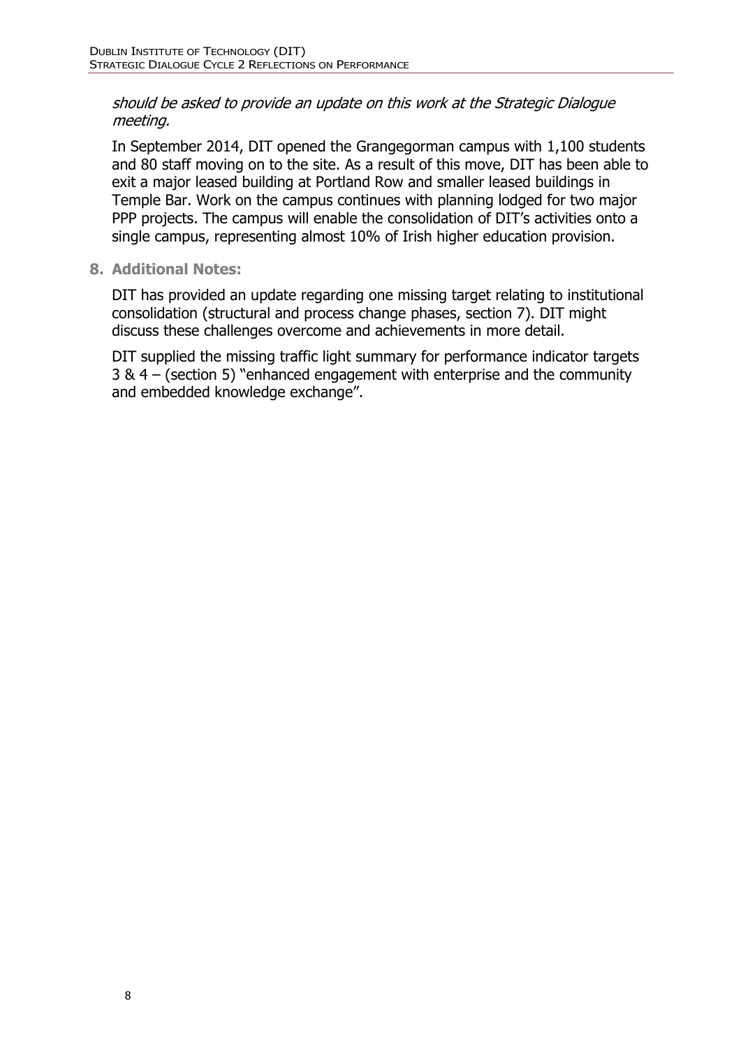*should be asked to provide an update on this work at the Strategic Dialogue meeting.*

In September 2014, DIT opened the Grangegorman campus with 1,100 students and 80 staff moving on to the site. As a result of this move, DIT has been able to exit a major leased building at Portland Row and smaller leased buildings in Temple Bar. Work on the campus continues with planning lodged for two major PPP projects. The campus will enable the consolidation of DIT's activities onto a single campus, representing almost 10% of Irish higher education provision.

## 8. Additional Notes:

DIT has provided an update regarding one missing target relating to institutional consolidation (structural and process change phases, section 7). DIT might discuss these challenges overcome and achievements in more detail.

DIT supplied the missing traffic light summary for performance indicator targets 3 & 4 – (section 5) "enhanced engagement with enterprise and the community and embedded knowledge exchange".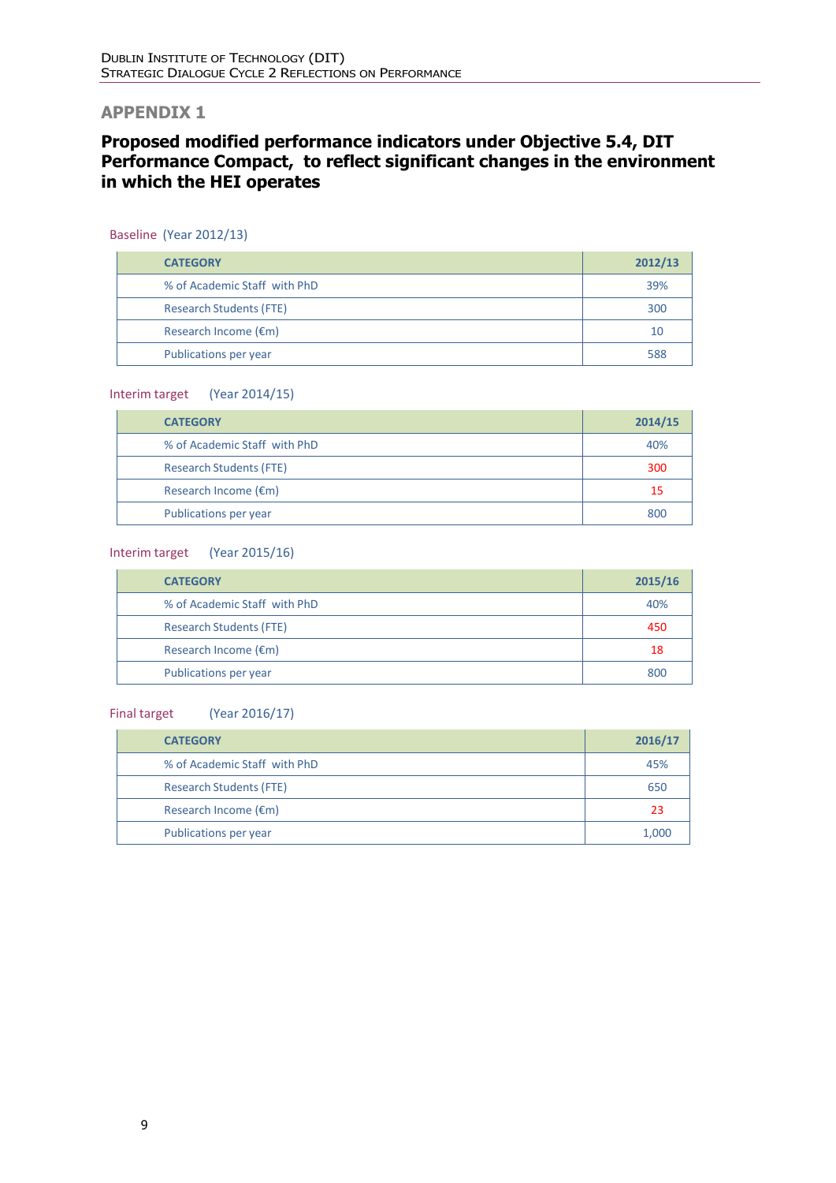## APPENDIX 1

### Proposed modified performance indicators under Objective 5.4, DIT Performance Compact, to reflect significant changes in the environment in which the HEI operates

Baseline (Year 2012/13)

| CATEGORY | 2012/13 |
|---|---|
| % of Academic Staff with PhD | 39% |
| Research Students (FTE) | 300 |
| Research Income (€m) | 10 |
| Publications per year | 588 |

Interim target (Year 2014/15)

| CATEGORY | 2014/15 |
|---|---|
| % of Academic Staff with PhD | 40% |
| Research Students (FTE) | 300 |
| Research Income (€m) | 15 |
| Publications per year | 800 |

Interim target (Year 2015/16)

| CATEGORY | 2015/16 |
|---|---|
| % of Academic Staff with PhD | 40% |
| Research Students (FTE) | 450 |
| Research Income (€m) | 18 |
| Publications per year | 800 |

Final target (Year 2016/17)

| CATEGORY | 2016/17 |
|---|---|
| % of Academic Staff with PhD | 45% |
| Research Students (FTE) | 650 |
| Research Income (€m) | 23 |
| Publications per year | 1,000 |